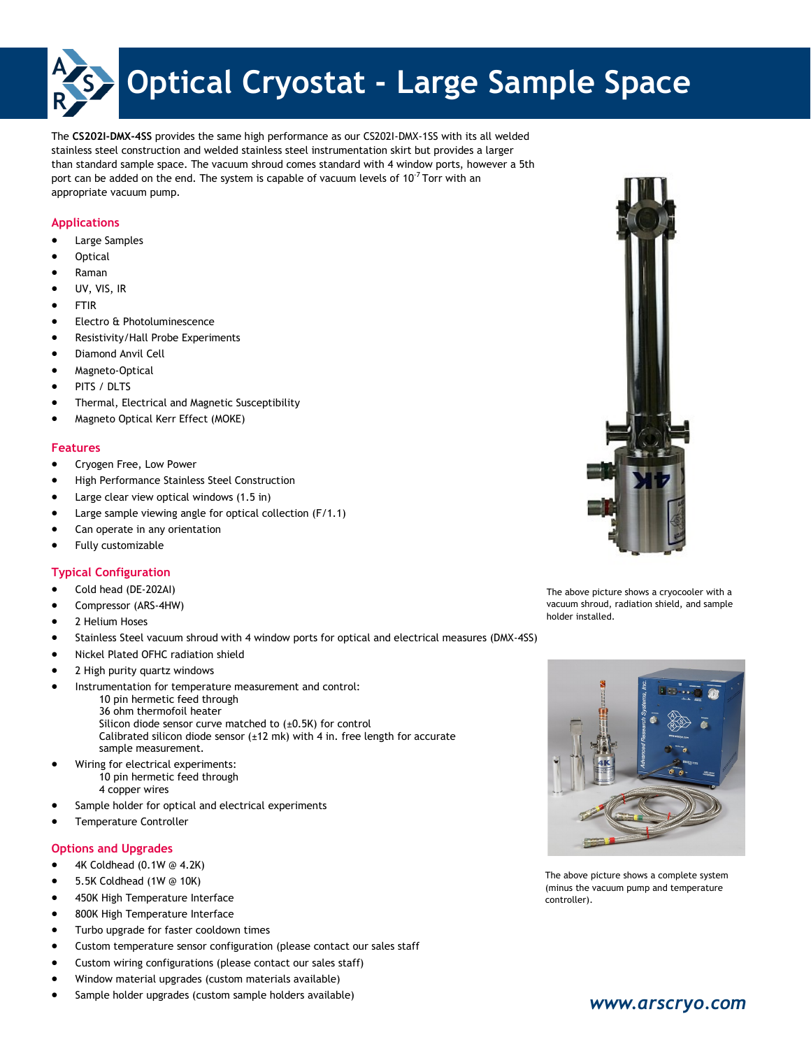# Optical Cryostat - Large Sample Space

The **CS202I-DMX-4SS** provides the same high performance as our CS202I-DMX-1SS with its all welded stainless steel construction and welded stainless steel instrumentation skirt but provides a larger than standard sample space. The vacuum shroud comes standard with 4 window ports, however a 5th port can be added on the end. The system is capable of vacuum levels of $10^{-7}$ Torr with an appropriate vacuum pump.

## Applications

- Large Samples
- Optical
- Raman
- UV, VIS, IR
- FTIR
- Electro & Photoluminescence
- Resistivity/Hall Probe Experiments
- Diamond Anvil Cell
- Magneto-Optical
- PITS / DLTS
- Thermal, Electrical and Magnetic Susceptibility
- Magneto Optical Kerr Effect (MOKE)

## Features

- Cryogen Free, Low Power
- High Performance Stainless Steel Construction
- Large clear view optical windows (1.5 in)
- Large sample viewing angle for optical collection (F/1.1)
- Can operate in any orientation
- Fully customizable

The above picture shows a cryocooler with a vacuum shroud, radiation shield, and sample holder installed.

## Typical Configuration

- Cold head (DE-202AI)
- Compressor (ARS-4HW)
- 2 Helium Hoses
- Stainless Steel vacuum shroud with 4 window ports for optical and electrical measures (DMX-4SS)
- Nickel Plated OFHC radiation shield
- 2 High purity quartz windows
- Instrumentation for temperature measurement and control:
  - 10 pin hermetic feed through
  - 36 ohm thermofoil heater
  - Silicon diode sensor curve matched to (±0.5K) for control
  - Calibrated silicon diode sensor (±12 mk) with 4 in. free length for accurate sample measurement.
- Wiring for electrical experiments:
  - 10 pin hermetic feed through
  - 4 copper wires
- Sample holder for optical and electrical experiments
- Temperature Controller

The above picture shows a complete system (minus the vacuum pump and temperature controller).

## Options and Upgrades

- 4K Coldhead (0.1W @ 4.2K)
- 5.5K Coldhead (1W @ 10K)
- 450K High Temperature Interface
- 800K High Temperature Interface
- Turbo upgrade for faster cooldown times
- Custom temperature sensor configuration (please contact our sales staff
- Custom wiring configurations (please contact our sales staff)
- Window material upgrades (custom materials available)
- Sample holder upgrades (custom sample holders available)

***www.arscryo.com***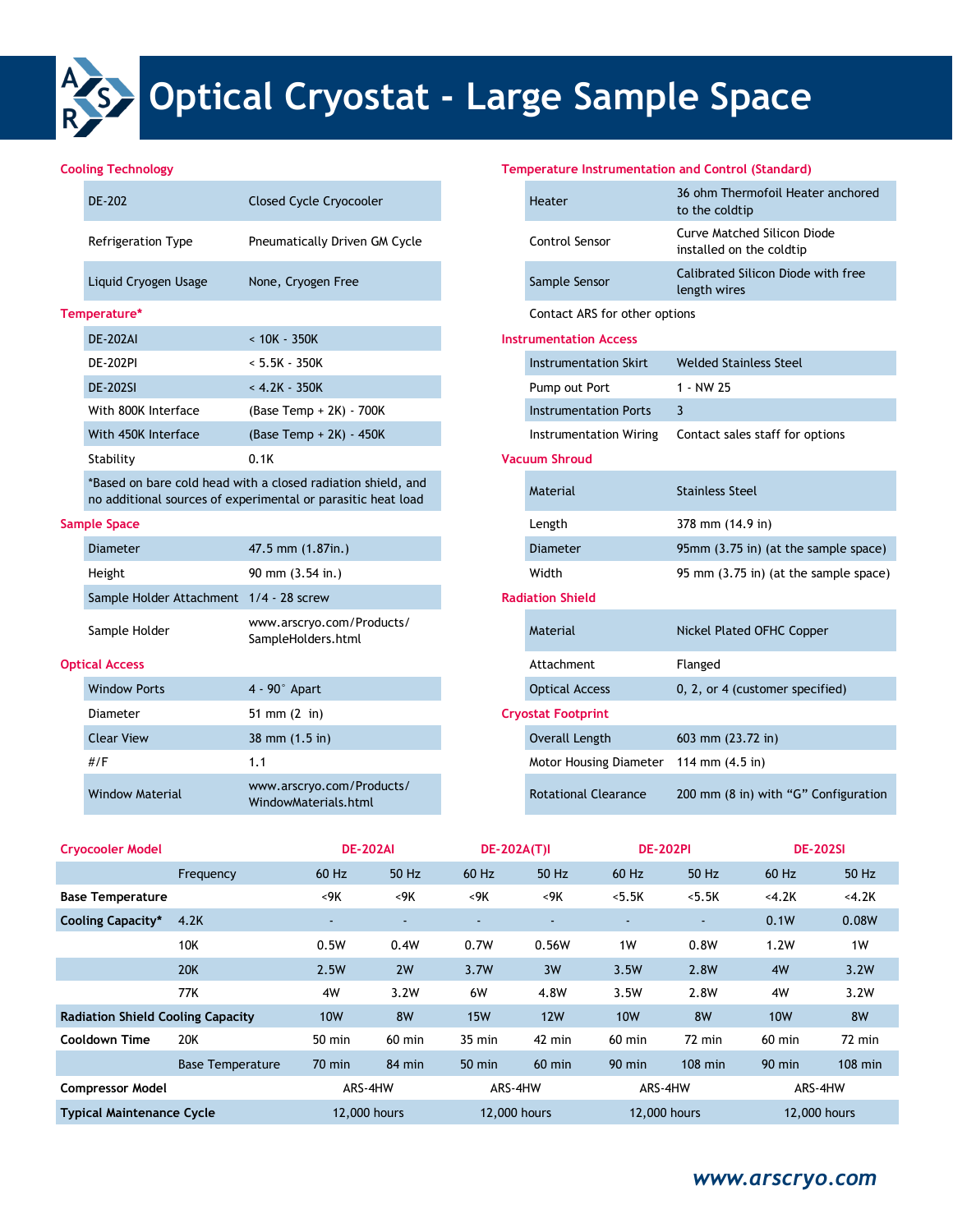# Optical Cryostat - Large Sample Space

## Cooling Technology

| | |
|---|---|
| DE-202 | Closed Cycle Cryocooler |
| Refrigeration Type | Pneumatically Driven GM Cycle |
| Liquid Cryogen Usage | None, Cryogen Free |

## Temperature*

| | |
|---|---|
| DE-202AI | < 10K - 350K |
| DE-202PI | < 5.5K - 350K |
| DE-202SI | < 4.2K - 350K |
| With 800K Interface | (Base Temp + 2K) - 700K |
| With 450K Interface | (Base Temp + 2K) - 450K |
| Stability | 0.1K |

*Based on bare cold head with a closed radiation shield, and no additional sources of experimental or parasitic heat load

## Sample Space

| | |
|---|---|
| Diameter | 47.5 mm (1.87in.) |
| Height | 90 mm (3.54 in.) |
| Sample Holder Attachment | 1/4 - 28 screw |
| Sample Holder | www.arscryo.com/Products/SampleHolders.html |

## Optical Access

| | |
|---|---|
| Window Ports | 4 - 90° Apart |
| Diameter | 51 mm (2 in) |
| Clear View | 38 mm (1.5 in) |
| #/F | 1.1 |
| Window Material | www.arscryo.com/Products/WindowMaterials.html |

## Temperature Instrumentation and Control (Standard)

| | |
|---|---|
| Heater | 36 ohm Thermofoil Heater anchored to the coldtip |
| Control Sensor | Curve Matched Silicon Diode installed on the coldtip |
| Sample Sensor | Calibrated Silicon Diode with free length wires |

Contact ARS for other options

## Instrumentation Access

| | |
|---|---|
| Instrumentation Skirt | Welded Stainless Steel |
| Pump out Port | 1 - NW 25 |
| Instrumentation Ports | 3 |
| Instrumentation Wiring | Contact sales staff for options |

## Vacuum Shroud

| | |
|---|---|
| Material | Stainless Steel |
| Length | 378 mm (14.9 in) |
| Diameter | 95mm (3.75 in) (at the sample space) |
| Width | 95 mm (3.75 in) (at the sample space) |

## Radiation Shield

| | |
|---|---|
| Material | Nickel Plated OFHC Copper |
| Attachment | Flanged |
| Optical Access | 0, 2, or 4 (customer specified) |

## Cryostat Footprint

| | |
|---|---|
| Overall Length | 603 mm (23.72 in) |
| Motor Housing Diameter | 114 mm (4.5 in) |
| Rotational Clearance | 200 mm (8 in) with "G" Configuration |

| Cryocooler Model | | DE-202AI | | DE-202A(T)I | | DE-202PI | | DE-202SI | |
|---|---|---|---|---|---|---|---|---|---|
| | Frequency | 60 Hz | 50 Hz | 60 Hz | 50 Hz | 60 Hz | 50 Hz | 60 Hz | 50 Hz |
| **Base Temperature** | | <9K | <9K | <9K | <9K | <5.5K | <5.5K | <4.2K | <4.2K |
| **Cooling Capacity*** | 4.2K | - | - | - | - | - | - | 0.1W | 0.08W |
| | 10K | 0.5W | 0.4W | 0.7W | 0.56W | 1W | 0.8W | 1.2W | 1W |
| | 20K | 2.5W | 2W | 3.7W | 3W | 3.5W | 2.8W | 4W | 3.2W |
| | 77K | 4W | 3.2W | 6W | 4.8W | 3.5W | 2.8W | 4W | 3.2W |
| **Radiation Shield Cooling Capacity** | | 10W | 8W | 15W | 12W | 10W | 8W | 10W | 8W |
| **Cooldown Time** | 20K | 50 min | 60 min | 35 min | 42 min | 60 min | 72 min | 60 min | 72 min |
| | Base Temperature | 70 min | 84 min | 50 min | 60 min | 90 min | 108 min | 90 min | 108 min |
| **Compressor Model** | | ARS-4HW | | ARS-4HW | | ARS-4HW | | ARS-4HW | |
| **Typical Maintenance Cycle** | | 12,000 hours | | 12,000 hours | | 12,000 hours | | 12,000 hours | |

*www.arscryo.com*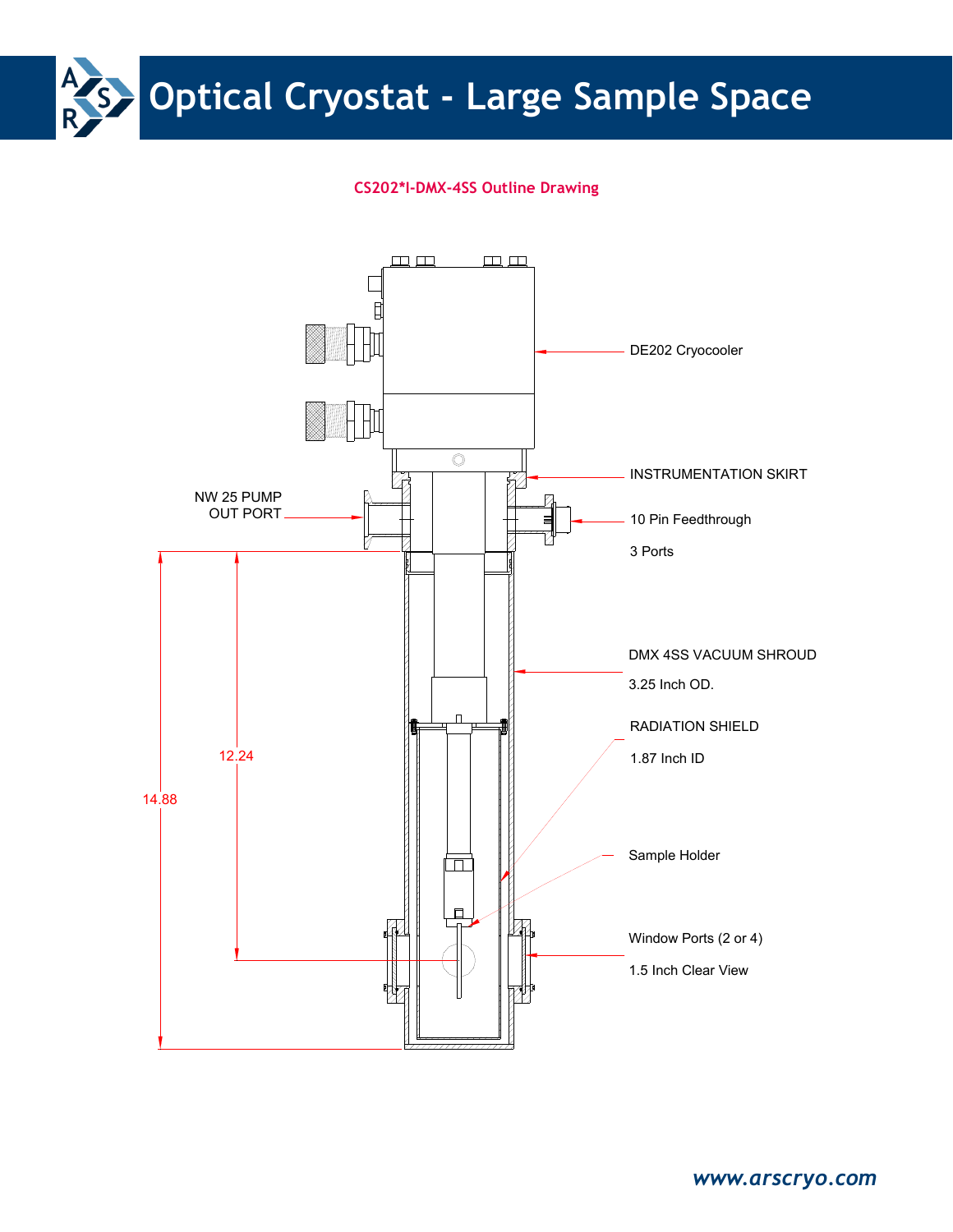# Optical Cryostat - Large Sample Space

**CS202*I-DMX-4SS Outline Drawing**

DE202 Cryocooler

INSTRUMENTATION SKIRT

NW 25 PUMP OUT PORT

10 Pin Feedthrough

3 Ports

DMX 4SS VACUUM SHROUD

3.25 Inch OD.

RADIATION SHIELD

1.87 Inch ID

12.24

14.88

Sample Holder

Window Ports (2 or 4)

1.5 Inch Clear View

*www.arscryo.com*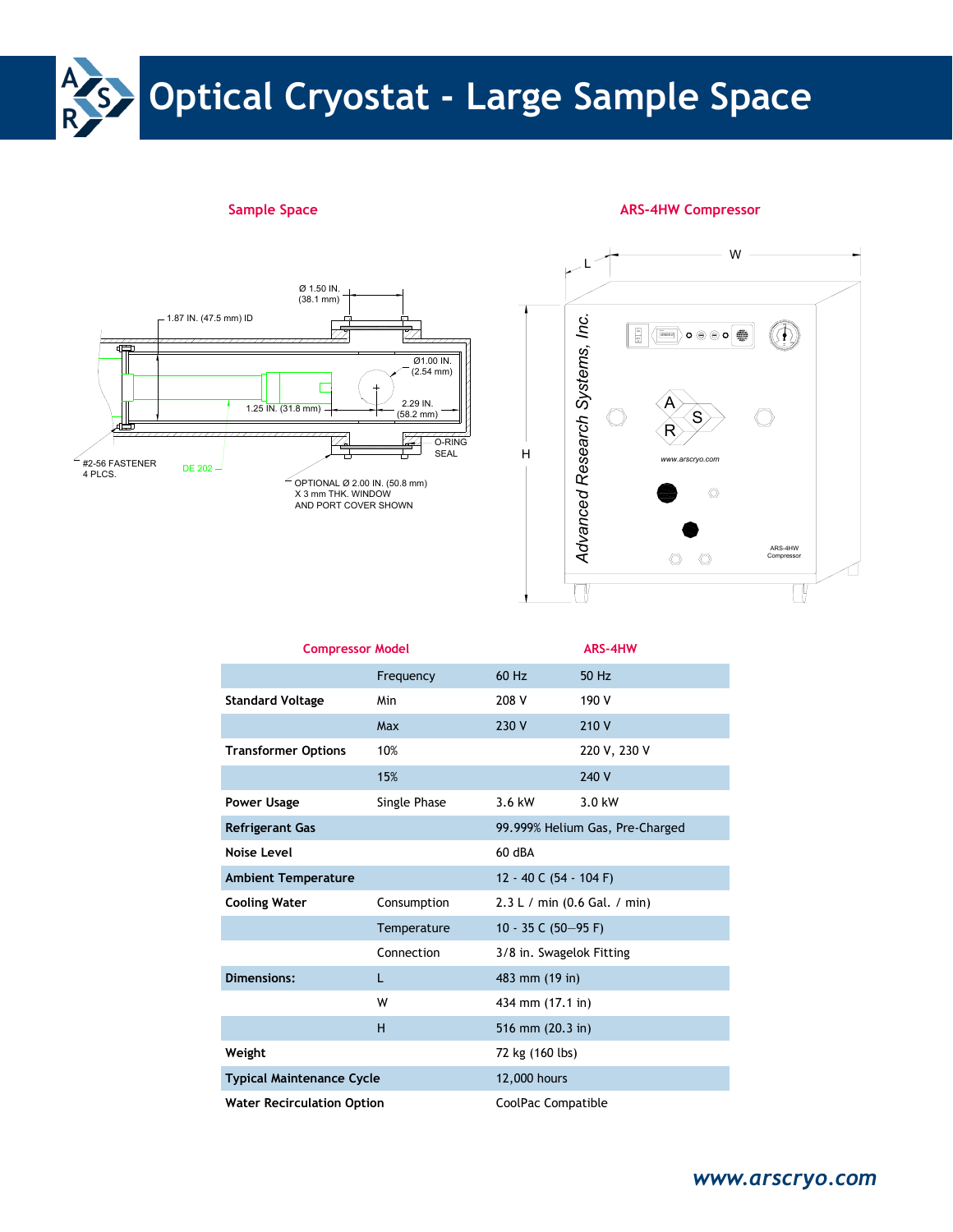# Optical Cryostat - Large Sample Space

## Sample Space

Ø 1.50 IN.
(38.1 mm)

1.87 IN. (47.5 mm) ID

Ø1.00 IN.
(2.54 mm)

1.25 IN. (31.8 mm)

2.29 IN.
(58.2 mm)

O-RING
SEAL

#2-56 FASTENER
4 PLCS.

DE 202

OPTIONAL Ø 2.00 IN. (50.8 mm)
X 3 mm THK. WINDOW
AND PORT COVER SHOWN

## ARS-4HW Compressor

L

W

H

Advanced Research Systems, Inc.

www.arscryo.com

ARS-4HW
Compressor

| Compressor Model | | ARS-4HW | |
|---|---|---|---|
| | Frequency | 60 Hz | 50 Hz |
| Standard Voltage | Min | 208 V | 190 V |
| | Max | 230 V | 210 V |
| Transformer Options | 10% | | 220 V, 230 V |
| | 15% | | 240 V |
| Power Usage | Single Phase | 3.6 kW | 3.0 kW |
| Refrigerant Gas | | 99.999% Helium Gas, Pre-Charged | |
| Noise Level | | 60 dBA | |
| Ambient Temperature | | 12 - 40 C (54 - 104 F) | |
| Cooling Water | Consumption | 2.3 L / min (0.6 Gal. / min) | |
| | Temperature | 10 - 35 C (50—95 F) | |
| | Connection | 3/8 in. Swagelok Fitting | |
| Dimensions: | L | 483 mm (19 in) | |
| | W | 434 mm (17.1 in) | |
| | H | 516 mm (20.3 in) | |
| Weight | | 72 kg (160 lbs) | |
| Typical Maintenance Cycle | | 12,000 hours | |
| Water Recirculation Option | | CoolPac Compatible | |

*www.arscryo.com*